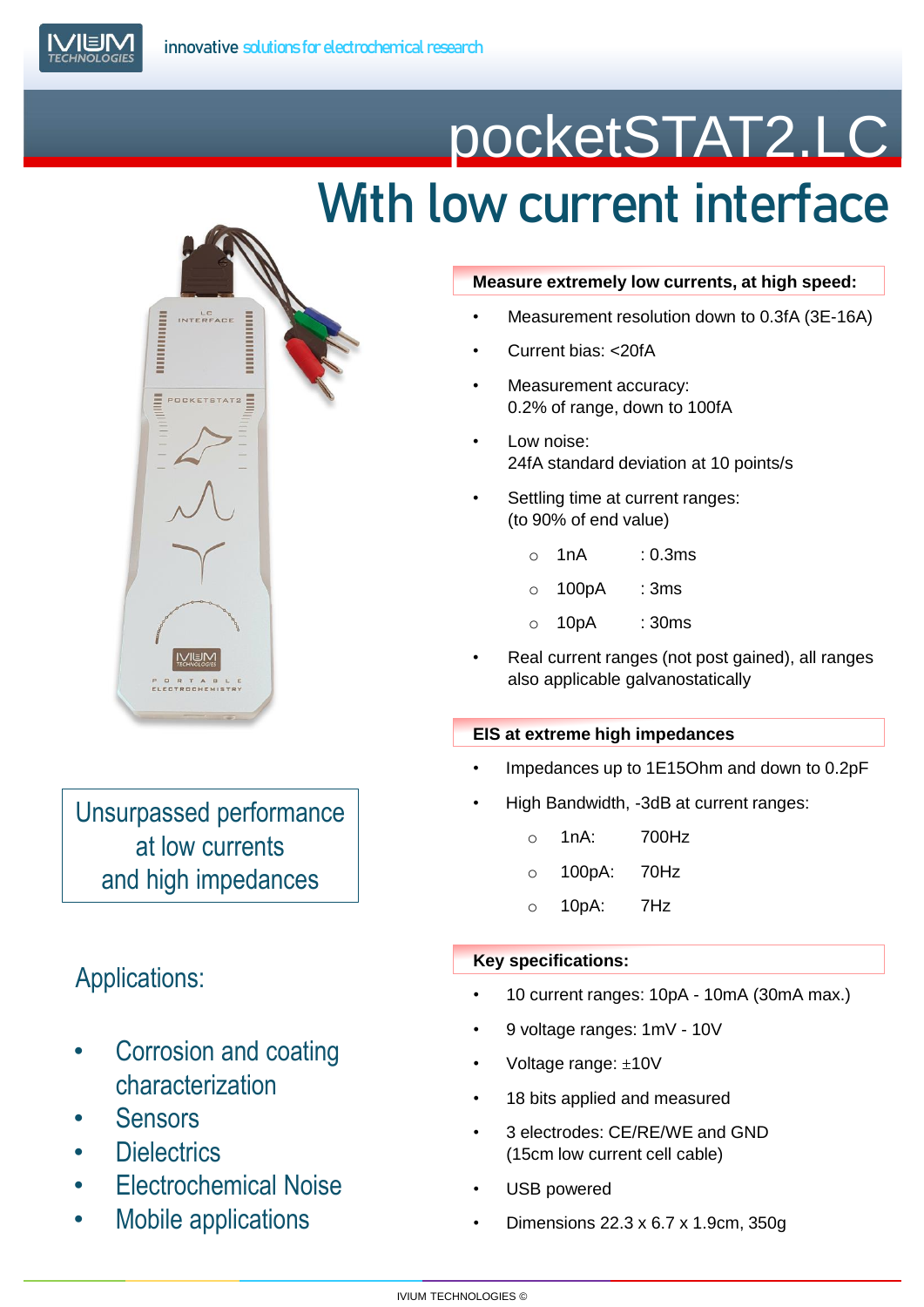innovative solutions for electrochemical research

# pocketSTAT2.LC

## With low current interface

Unsurpassed performance at low currents and high impedances

### Applications:

- Corrosion and coating characterization
- Sensors
- Dielectrics
- Electrochemical Noise
- Mobile applications

**Measure extremely low currents, at high speed:**

- Measurement resolution down to 0.3fA (3E-16A)
- Current bias: <20fA
- Measurement accuracy: 0.2% of range, down to 100fA
- Low noise: 24fA standard deviation at 10 points/s
- Settling time at current ranges: (to 90% of end value)
  - 1nA : 0.3ms
  - 100pA : 3ms
  - 10pA : 30ms
- Real current ranges (not post gained), all ranges also applicable galvanostatically

**EIS at extreme high impedances**

- Impedances up to 1E15Ohm and down to 0.2pF
- High Bandwidth, -3dB at current ranges:
  - 1nA: 700Hz
  - 100pA: 70Hz
  - 10pA: 7Hz

**Key specifications:**

- 10 current ranges: 10pA - 10mA (30mA max.)
- 9 voltage ranges: 1mV - 10V
- Voltage range: ±10V
- 18 bits applied and measured
- 3 electrodes: CE/RE/WE and GND (15cm low current cell cable)
- USB powered
- Dimensions 22.3 x 6.7 x 1.9cm, 350g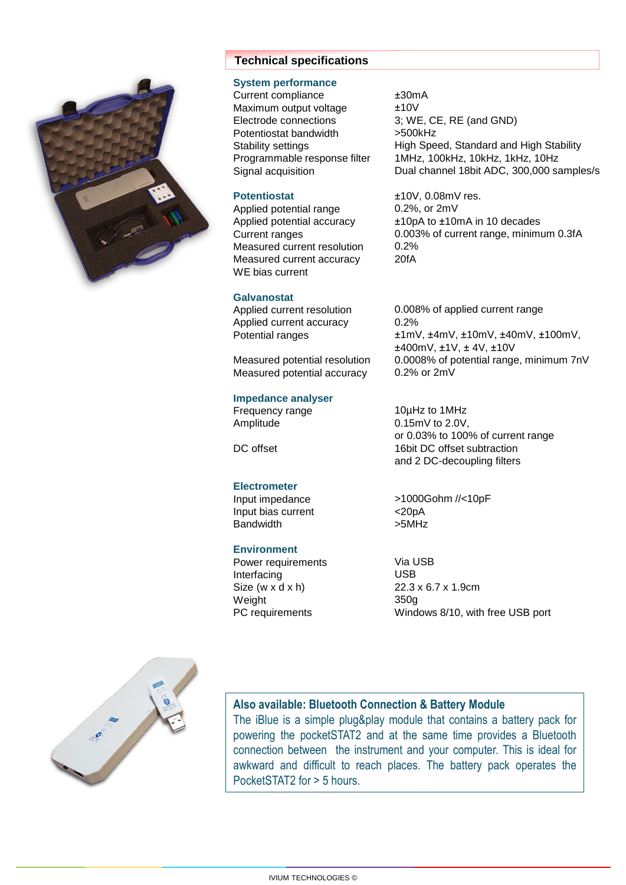## Technical specifications

### System performance

| | |
|---|---|
| Current compliance | ±30mA |
| Maximum output voltage | ±10V |
| Electrode connections | 3; WE, CE, RE (and GND) |
| Potentiostat bandwidth | >500kHz |
| Stability settings | High Speed, Standard and High Stability |
| Programmable response filter | 1MHz, 100kHz, 10kHz, 1kHz, 10Hz |
| Signal acquisition | Dual channel 18bit ADC, 300,000 samples/s |

### Potentiostat

| | |
|---|---|
| Applied potential range | ±10V, 0.08mV res. |
| Applied potential accuracy | 0.2%, or 2mV |
| Current ranges | ±10pA to ±10mA in 10 decades |
| Measured current resolution | 0.003% of current range, minimum 0.3fA |
| Measured current accuracy | 0.2% |
| WE bias current | 20fA |

### Galvanostat

| | |
|---|---|
| Applied current resolution | 0.008% of applied current range |
| Applied current accuracy | 0.2% |
| Potential ranges | ±1mV, ±4mV, ±10mV, ±40mV, ±100mV, ±400mV, ±1V, ± 4V, ±10V |
| Measured potential resolution | 0.0008% of potential range, minimum 7nV |
| Measured potential accuracy | 0.2% or 2mV |

### Impedance analyser

| | |
|---|---|
| Frequency range | 10µHz to 1MHz |
| Amplitude | 0.15mV to 2.0V, or 0.03% to 100% of current range |
| DC offset | 16bit DC offset subtraction and 2 DC-decoupling filters |

### Electrometer

| | |
|---|---|
| Input impedance | >1000Gohm //<10pF |
| Input bias current | <20pA |
| Bandwidth | >5MHz |

### Environment

| | |
|---|---|
| Power requirements | Via USB |
| Interfacing | USB |
| Size (w x d x h) | 22.3 x 6.7 x 1.9cm |
| Weight | 350g |
| PC requirements | Windows 8/10, with free USB port |

**Also available: Bluetooth Connection & Battery Module**

The iBlue is a simple plug&play module that contains a battery pack for powering the pocketSTAT2 and at the same time provides a Bluetooth connection between the instrument and your computer. This is ideal for awkward and difficult to reach places. The battery pack operates the PocketSTAT2 for > 5 hours.

IVIUM TECHNOLOGIES ©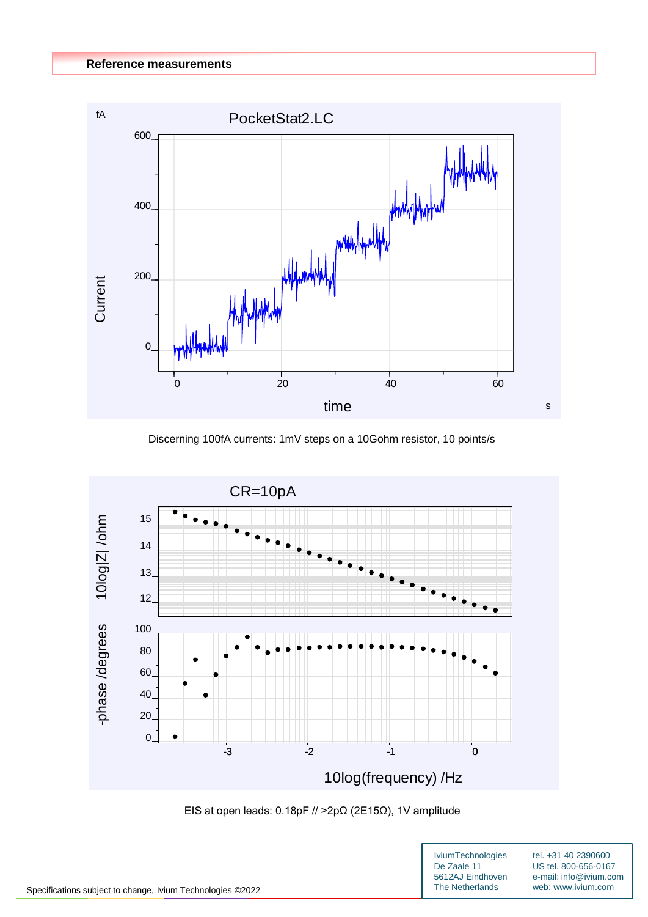## Reference measurements

PocketStat2.LC

fA

600

400

200

0

Current

0 20 40 60

time

s

Discerning 100fA currents: 1mV steps on a 10Gohm resistor, 10 points/s

CR=10pA

15

14

13

12

10log|Z| /ohm

100

80

60

40

20

0

-phase /degrees

-3 -2 -1 0

10log(frequency) /Hz

EIS at open leads: 0.18pF // >2pΩ (2E15Ω), 1V amplitude

IviumTechnologies
De Zaale 11
5612AJ Eindhoven
The Netherlands

tel. +31 40 2390600
US tel. 800-656-0167
e-mail: info@ivium.com
web: www.ivium.com

Specifications subject to change, Ivium Technologies ©2022